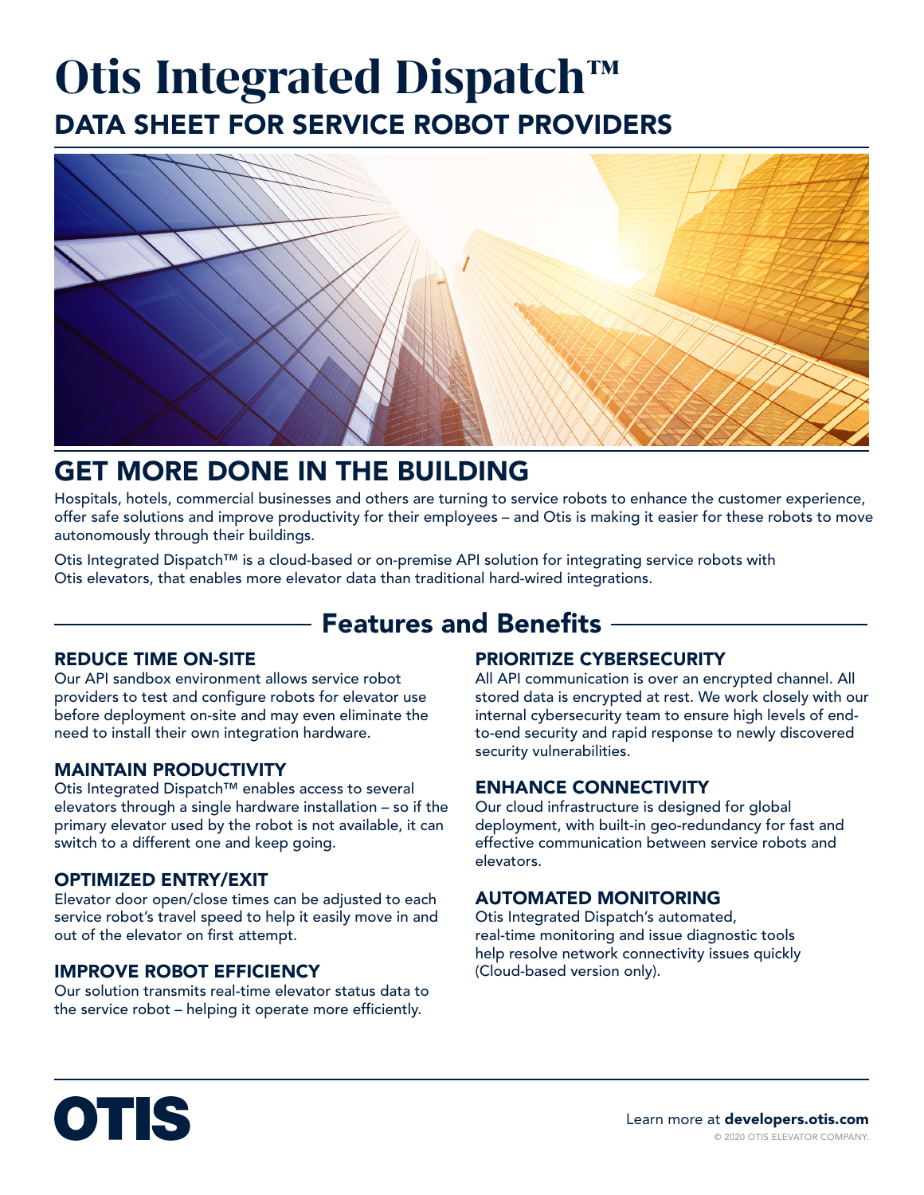# Otis Integrated Dispatch™

## DATA SHEET FOR SERVICE ROBOT PROVIDERS

## GET MORE DONE IN THE BUILDING

Hospitals, hotels, commercial businesses and others are turning to service robots to enhance the customer experience, offer safe solutions and improve productivity for their employees – and Otis is making it easier for these robots to move autonomously through their buildings.

Otis Integrated Dispatch™ is a cloud-based or on-premise API solution for integrating service robots with Otis elevators, that enables more elevator data than traditional hard-wired integrations.

## Features and Benefits

### REDUCE TIME ON-SITE

Our API sandbox environment allows service robot providers to test and configure robots for elevator use before deployment on-site and may even eliminate the need to install their own integration hardware.

### MAINTAIN PRODUCTIVITY

Otis Integrated Dispatch™ enables access to several elevators through a single hardware installation – so if the primary elevator used by the robot is not available, it can switch to a different one and keep going.

### OPTIMIZED ENTRY/EXIT

Elevator door open/close times can be adjusted to each service robot's travel speed to help it easily move in and out of the elevator on first attempt.

### IMPROVE ROBOT EFFICIENCY

Our solution transmits real-time elevator status data to the service robot – helping it operate more efficiently.

### PRIORITIZE CYBERSECURITY

All API communication is over an encrypted channel. All stored data is encrypted at rest. We work closely with our internal cybersecurity team to ensure high levels of end-to-end security and rapid response to newly discovered security vulnerabilities.

### ENHANCE CONNECTIVITY

Our cloud infrastructure is designed for global deployment, with built-in geo-redundancy for fast and effective communication between service robots and elevators.

### AUTOMATED MONITORING

Otis Integrated Dispatch's automated, real-time monitoring and issue diagnostic tools help resolve network connectivity issues quickly (Cloud-based version only).

**OTIS**

Learn more at **developers.otis.com**

© 2020 OTIS ELEVATOR COMPANY.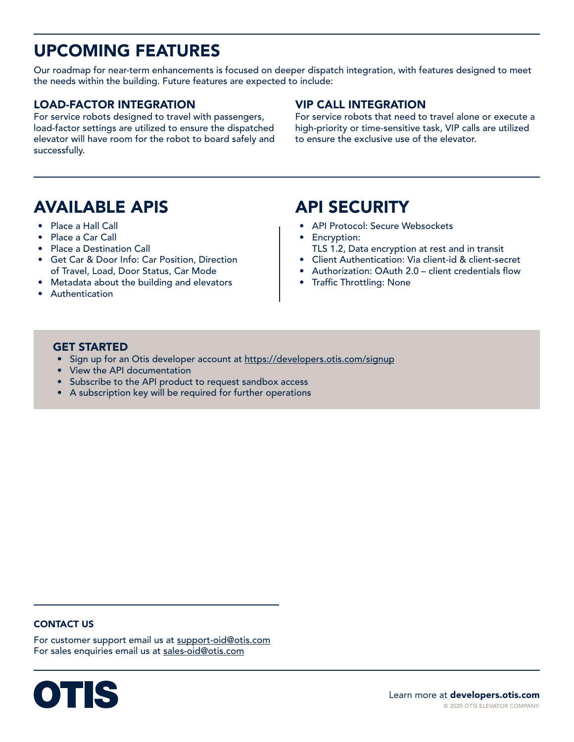# UPCOMING FEATURES

Our roadmap for near-term enhancements is focused on deeper dispatch integration, with features designed to meet the needs within the building. Future features are expected to include:

### LOAD-FACTOR INTEGRATION

For service robots designed to travel with passengers, load-factor settings are utilized to ensure the dispatched elevator will have room for the robot to board safely and successfully.

### VIP CALL INTEGRATION

For service robots that need to travel alone or execute a high-priority or time-sensitive task, VIP calls are utilized to ensure the exclusive use of the elevator.

# AVAILABLE APIS

- Place a Hall Call
- Place a Car Call
- Place a Destination Call
- Get Car & Door Info: Car Position, Direction of Travel, Load, Door Status, Car Mode
- Metadata about the building and elevators
- Authentication

# API SECURITY

- API Protocol: Secure Websockets
- Encryption:
  TLS 1.2, Data encryption at rest and in transit
- Client Authentication: Via client-id & client-secret
- Authorization: OAuth 2.0 – client credentials flow
- Traffic Throttling: None

## GET STARTED

- Sign up for an Otis developer account at https://developers.otis.com/signup
- View the API documentation
- Subscribe to the API product to request sandbox access
- A subscription key will be required for further operations

### CONTACT US

For customer support email us at support-oid@otis.com
For sales enquiries email us at sales-oid@otis.com

OTIS

Learn more at **developers.otis.com**

© 2020 OTIS ELEVATOR COMPANY.